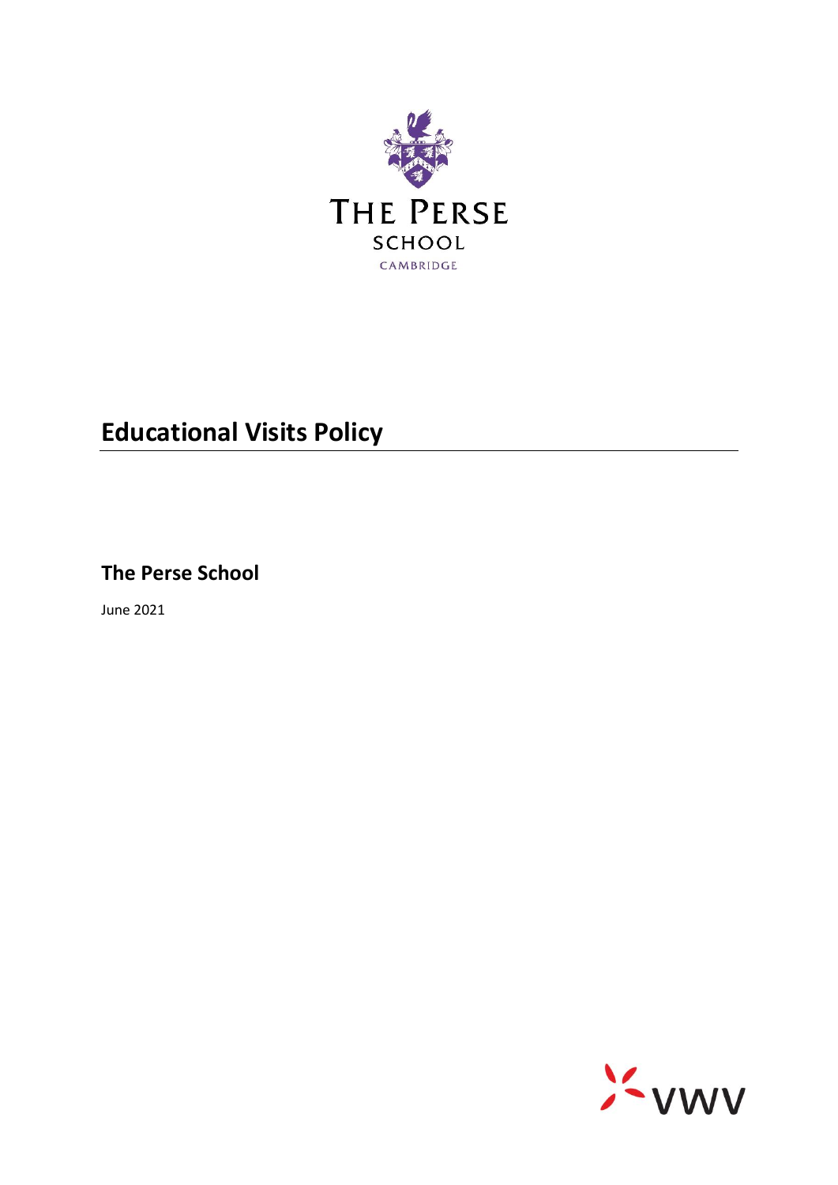THE PERSE
SCHOOL
CAMBRIDGE

# Educational Visits Policy

## The Perse School

June 2021

VWV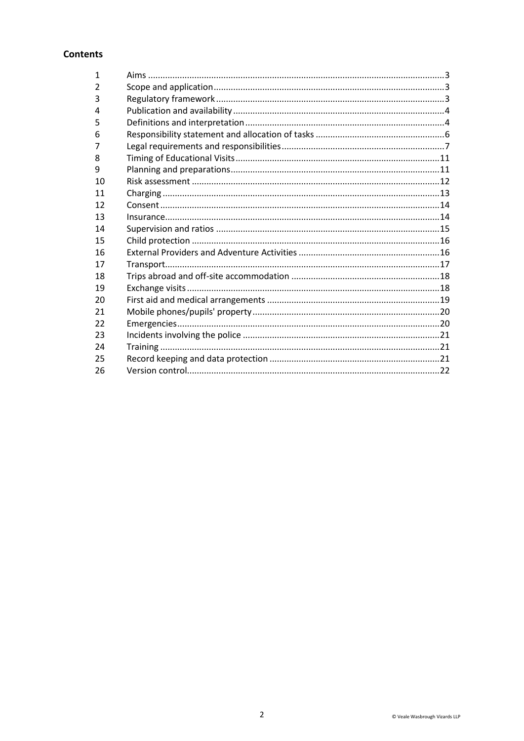## Contents

| | | |
|---|---|---|
| 1 | Aims | 3 |
| 2 | Scope and application | 3 |
| 3 | Regulatory framework | 3 |
| 4 | Publication and availability | 4 |
| 5 | Definitions and interpretation | 4 |
| 6 | Responsibility statement and allocation of tasks | 6 |
| 7 | Legal requirements and responsibilities | 7 |
| 8 | Timing of Educational Visits | 11 |
| 9 | Planning and preparations | 11 |
| 10 | Risk assessment | 12 |
| 11 | Charging | 13 |
| 12 | Consent | 14 |
| 13 | Insurance | 14 |
| 14 | Supervision and ratios | 15 |
| 15 | Child protection | 16 |
| 16 | External Providers and Adventure Activities | 16 |
| 17 | Transport | 17 |
| 18 | Trips abroad and off-site accommodation | 18 |
| 19 | Exchange visits | 18 |
| 20 | First aid and medical arrangements | 19 |
| 21 | Mobile phones/pupils' property | 20 |
| 22 | Emergencies | 20 |
| 23 | Incidents involving the police | 21 |
| 24 | Training | 21 |
| 25 | Record keeping and data protection | 21 |
| 26 | Version control | 22 |

© Veale Wasbrough Vizards LLP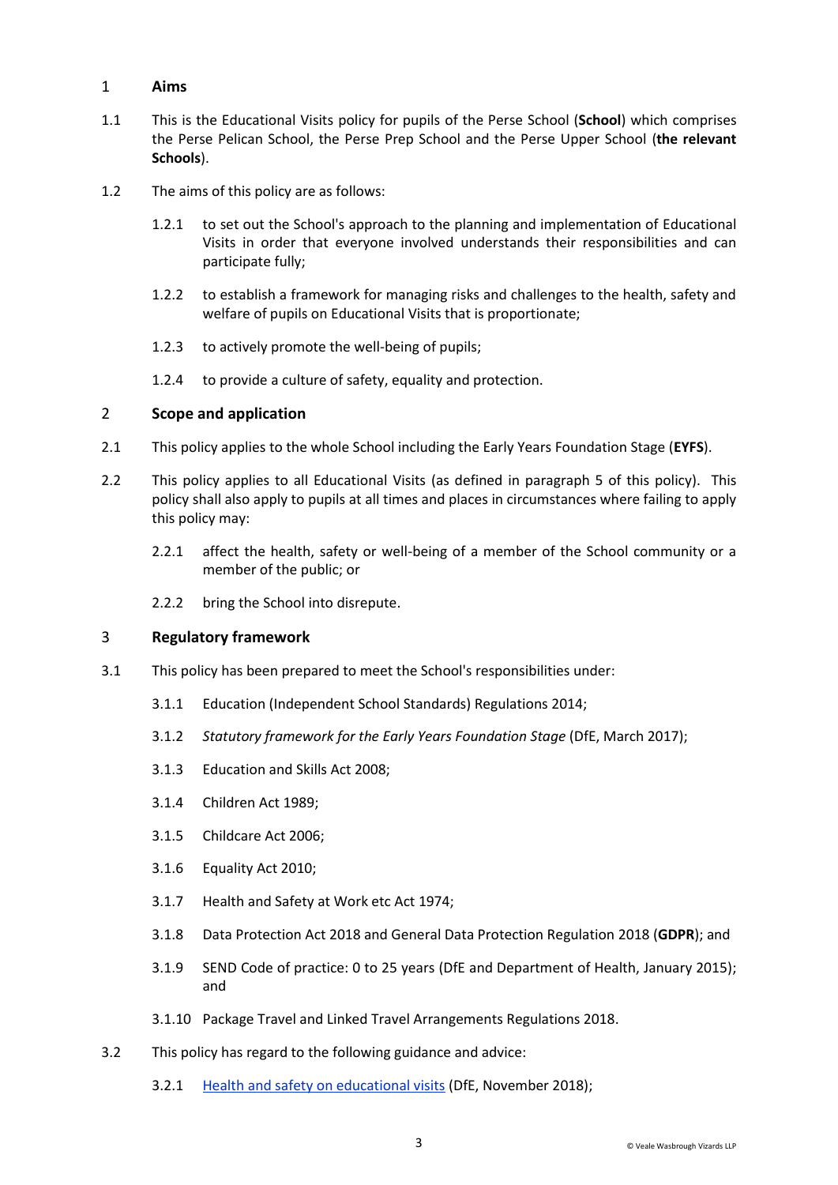## 1 Aims

1.1 This is the Educational Visits policy for pupils of the Perse School (**School**) which comprises the Perse Pelican School, the Perse Prep School and the Perse Upper School (**the relevant Schools**).

1.2 The aims of this policy are as follows:

1.2.1 to set out the School's approach to the planning and implementation of Educational Visits in order that everyone involved understands their responsibilities and can participate fully;

1.2.2 to establish a framework for managing risks and challenges to the health, safety and welfare of pupils on Educational Visits that is proportionate;

1.2.3 to actively promote the well-being of pupils;

1.2.4 to provide a culture of safety, equality and protection.

## 2 Scope and application

2.1 This policy applies to the whole School including the Early Years Foundation Stage (**EYFS**).

2.2 This policy applies to all Educational Visits (as defined in paragraph 5 of this policy). This policy shall also apply to pupils at all times and places in circumstances where failing to apply this policy may:

2.2.1 affect the health, safety or well-being of a member of the School community or a member of the public; or

2.2.2 bring the School into disrepute.

## 3 Regulatory framework

3.1 This policy has been prepared to meet the School's responsibilities under:

3.1.1 Education (Independent School Standards) Regulations 2014;

3.1.2 *Statutory framework for the Early Years Foundation Stage* (DfE, March 2017);

3.1.3 Education and Skills Act 2008;

3.1.4 Children Act 1989;

3.1.5 Childcare Act 2006;

3.1.6 Equality Act 2010;

3.1.7 Health and Safety at Work etc Act 1974;

3.1.8 Data Protection Act 2018 and General Data Protection Regulation 2018 (**GDPR**); and

3.1.9 SEND Code of practice: 0 to 25 years (DfE and Department of Health, January 2015); and

3.1.10 Package Travel and Linked Travel Arrangements Regulations 2018.

3.2 This policy has regard to the following guidance and advice:

3.2.1 Health and safety on educational visits (DfE, November 2018);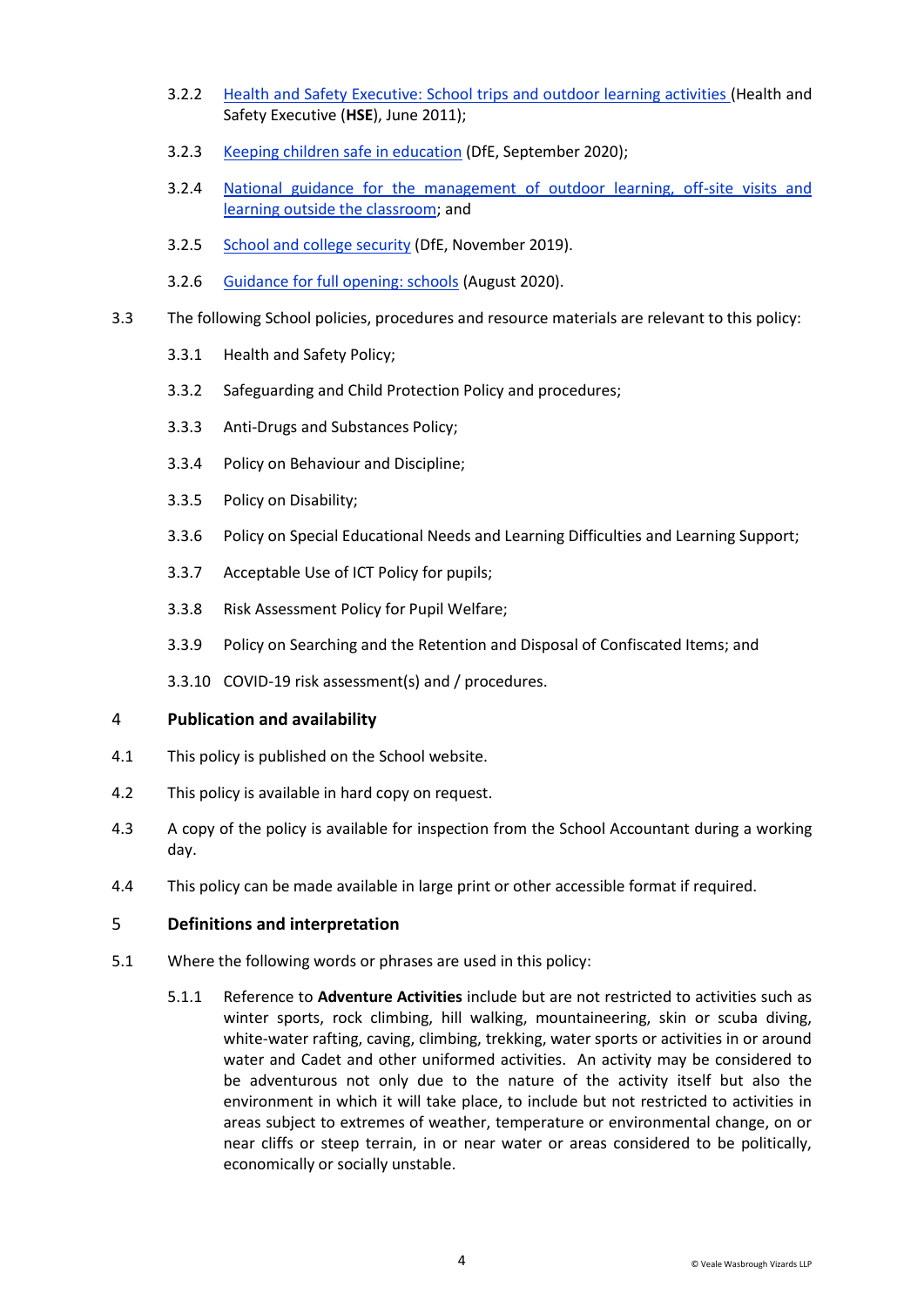3.2.2 Health and Safety Executive: School trips and outdoor learning activities (Health and Safety Executive (**HSE**), June 2011);

3.2.3 Keeping children safe in education (DfE, September 2020);

3.2.4 National guidance for the management of outdoor learning, off-site visits and learning outside the classroom; and

3.2.5 School and college security (DfE, November 2019).

3.2.6 Guidance for full opening: schools (August 2020).

3.3 The following School policies, procedures and resource materials are relevant to this policy:

3.3.1 Health and Safety Policy;

3.3.2 Safeguarding and Child Protection Policy and procedures;

3.3.3 Anti-Drugs and Substances Policy;

3.3.4 Policy on Behaviour and Discipline;

3.3.5 Policy on Disability;

3.3.6 Policy on Special Educational Needs and Learning Difficulties and Learning Support;

3.3.7 Acceptable Use of ICT Policy for pupils;

3.3.8 Risk Assessment Policy for Pupil Welfare;

3.3.9 Policy on Searching and the Retention and Disposal of Confiscated Items; and

3.3.10 COVID-19 risk assessment(s) and / procedures.

## 4 Publication and availability

4.1 This policy is published on the School website.

4.2 This policy is available in hard copy on request.

4.3 A copy of the policy is available for inspection from the School Accountant during a working day.

4.4 This policy can be made available in large print or other accessible format if required.

## 5 Definitions and interpretation

5.1 Where the following words or phrases are used in this policy:

5.1.1 Reference to **Adventure Activities** include but are not restricted to activities such as winter sports, rock climbing, hill walking, mountaineering, skin or scuba diving, white-water rafting, caving, climbing, trekking, water sports or activities in or around water and Cadet and other uniformed activities. An activity may be considered to be adventurous not only due to the nature of the activity itself but also the environment in which it will take place, to include but not restricted to activities in areas subject to extremes of weather, temperature or environmental change, on or near cliffs or steep terrain, in or near water or areas considered to be politically, economically or socially unstable.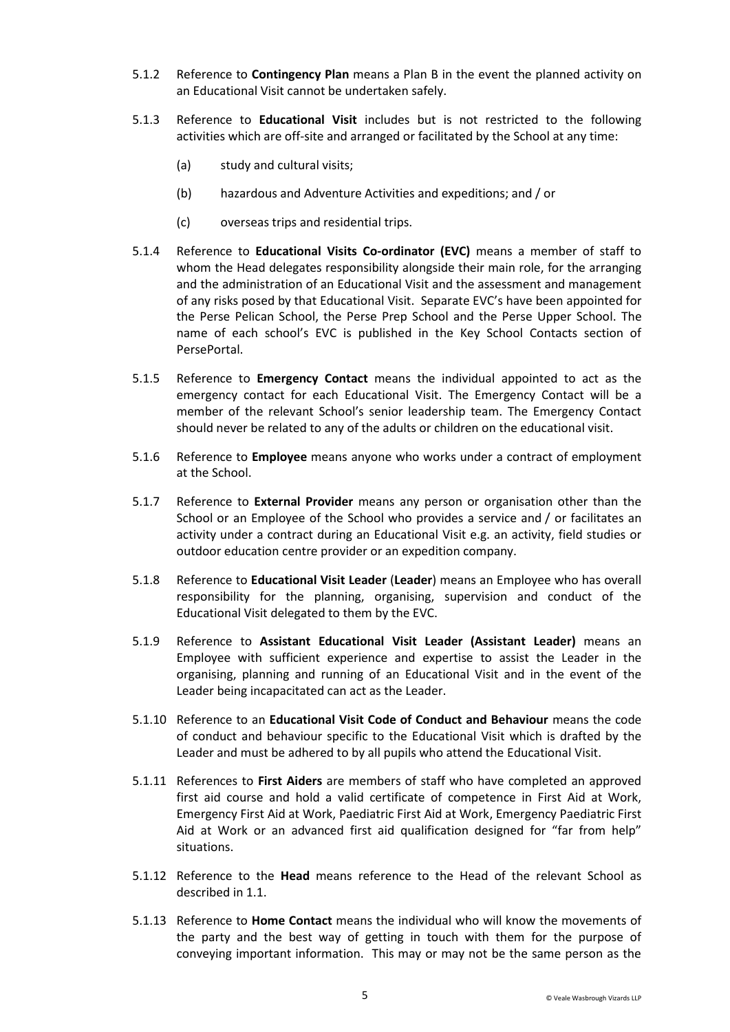5.1.2 Reference to **Contingency Plan** means a Plan B in the event the planned activity on an Educational Visit cannot be undertaken safely.

5.1.3 Reference to **Educational Visit** includes but is not restricted to the following activities which are off-site and arranged or facilitated by the School at any time:

(a) study and cultural visits;

(b) hazardous and Adventure Activities and expeditions; and / or

(c) overseas trips and residential trips.

5.1.4 Reference to **Educational Visits Co-ordinator (EVC)** means a member of staff to whom the Head delegates responsibility alongside their main role, for the arranging and the administration of an Educational Visit and the assessment and management of any risks posed by that Educational Visit. Separate EVC's have been appointed for the Perse Pelican School, the Perse Prep School and the Perse Upper School. The name of each school's EVC is published in the Key School Contacts section of PersePortal.

5.1.5 Reference to **Emergency Contact** means the individual appointed to act as the emergency contact for each Educational Visit. The Emergency Contact will be a member of the relevant School's senior leadership team. The Emergency Contact should never be related to any of the adults or children on the educational visit.

5.1.6 Reference to **Employee** means anyone who works under a contract of employment at the School.

5.1.7 Reference to **External Provider** means any person or organisation other than the School or an Employee of the School who provides a service and / or facilitates an activity under a contract during an Educational Visit e.g. an activity, field studies or outdoor education centre provider or an expedition company.

5.1.8 Reference to **Educational Visit Leader** (**Leader**) means an Employee who has overall responsibility for the planning, organising, supervision and conduct of the Educational Visit delegated to them by the EVC.

5.1.9 Reference to **Assistant Educational Visit Leader (Assistant Leader)** means an Employee with sufficient experience and expertise to assist the Leader in the organising, planning and running of an Educational Visit and in the event of the Leader being incapacitated can act as the Leader.

5.1.10 Reference to an **Educational Visit Code of Conduct and Behaviour** means the code of conduct and behaviour specific to the Educational Visit which is drafted by the Leader and must be adhered to by all pupils who attend the Educational Visit.

5.1.11 References to **First Aiders** are members of staff who have completed an approved first aid course and hold a valid certificate of competence in First Aid at Work, Emergency First Aid at Work, Paediatric First Aid at Work, Emergency Paediatric First Aid at Work or an advanced first aid qualification designed for "far from help" situations.

5.1.12 Reference to the **Head** means reference to the Head of the relevant School as described in 1.1.

5.1.13 Reference to **Home Contact** means the individual who will know the movements of the party and the best way of getting in touch with them for the purpose of conveying important information. This may or may not be the same person as the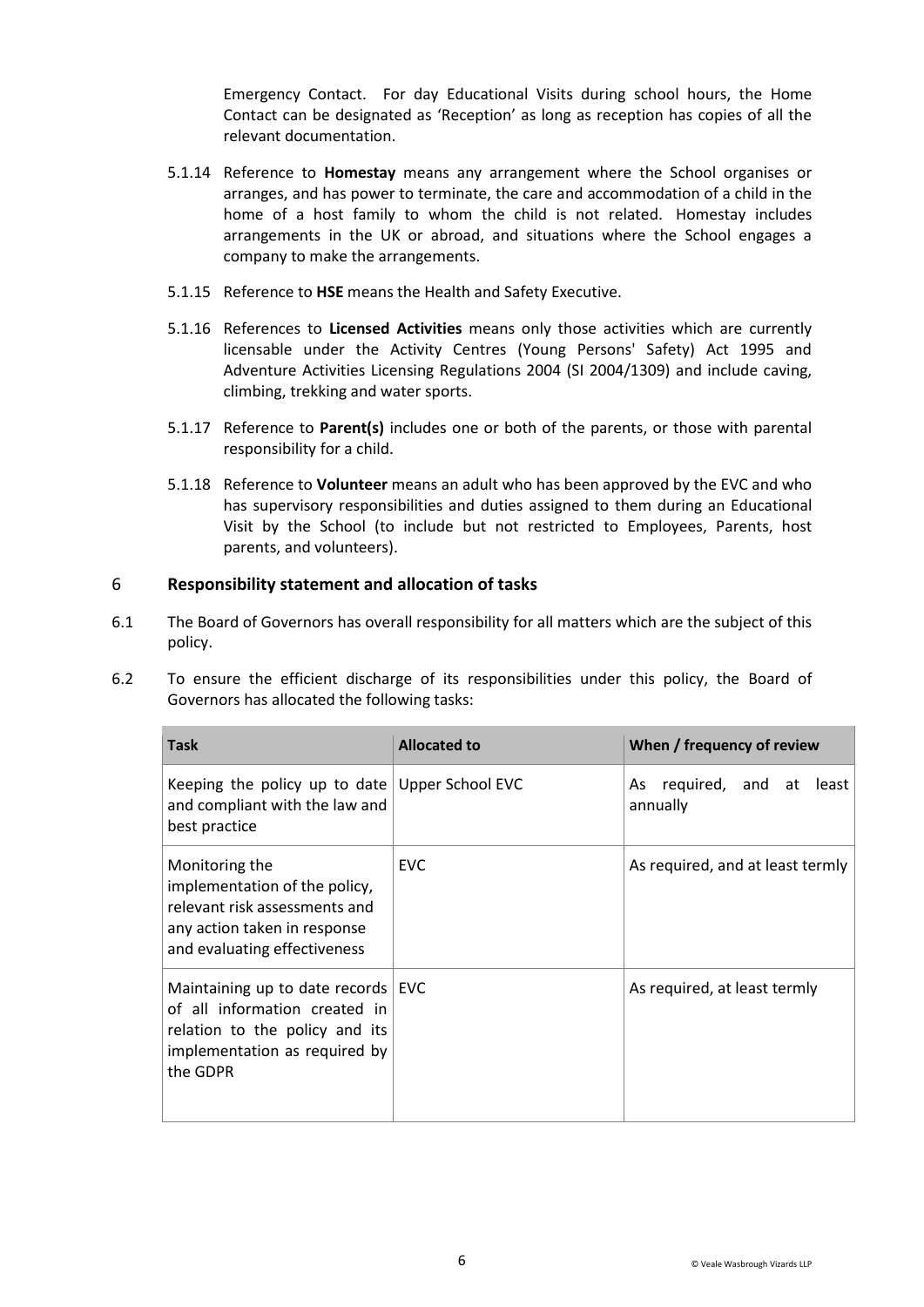Emergency Contact. For day Educational Visits during school hours, the Home Contact can be designated as 'Reception' as long as reception has copies of all the relevant documentation.

5.1.14 Reference to **Homestay** means any arrangement where the School organises or arranges, and has power to terminate, the care and accommodation of a child in the home of a host family to whom the child is not related. Homestay includes arrangements in the UK or abroad, and situations where the School engages a company to make the arrangements.

5.1.15 Reference to **HSE** means the Health and Safety Executive.

5.1.16 References to **Licensed Activities** means only those activities which are currently licensable under the Activity Centres (Young Persons' Safety) Act 1995 and Adventure Activities Licensing Regulations 2004 (SI 2004/1309) and include caving, climbing, trekking and water sports.

5.1.17 Reference to **Parent(s)** includes one or both of the parents, or those with parental responsibility for a child.

5.1.18 Reference to **Volunteer** means an adult who has been approved by the EVC and who has supervisory responsibilities and duties assigned to them during an Educational Visit by the School (to include but not restricted to Employees, Parents, host parents, and volunteers).

## 6 Responsibility statement and allocation of tasks

6.1 The Board of Governors has overall responsibility for all matters which are the subject of this policy.

6.2 To ensure the efficient discharge of its responsibilities under this policy, the Board of Governors has allocated the following tasks:

| Task | Allocated to | When / frequency of review |
|---|---|---|
| Keeping the policy up to date and compliant with the law and best practice | Upper School EVC | As required, and at least annually |
| Monitoring the implementation of the policy, relevant risk assessments and any action taken in response and evaluating effectiveness | EVC | As required, and at least termly |
| Maintaining up to date records of all information created in relation to the policy and its implementation as required by the GDPR | EVC | As required, at least termly |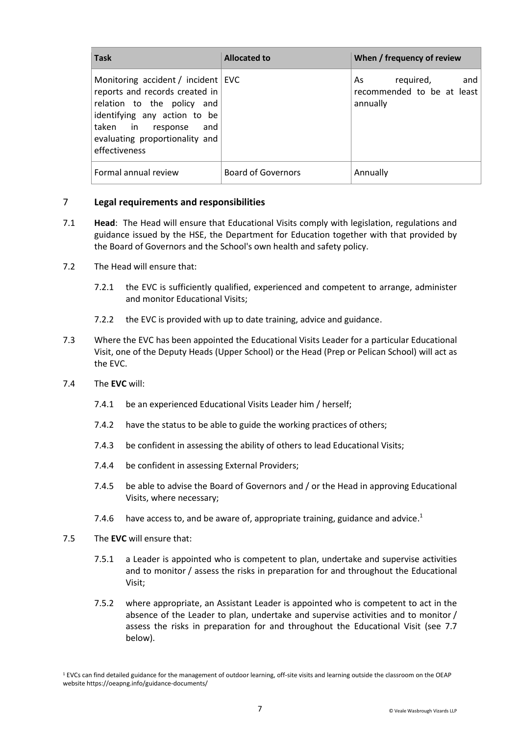| Task | Allocated to | When / frequency of review |
| --- | --- | --- |
| Monitoring accident / incident reports and records created in relation to the policy and identifying any action to be taken in response and evaluating proportionality and effectiveness | EVC | As required, and recommended to be at least annually |
| Formal annual review | Board of Governors | Annually |

## 7 Legal requirements and responsibilities

7.1 **Head**: The Head will ensure that Educational Visits comply with legislation, regulations and guidance issued by the HSE, the Department for Education together with that provided by the Board of Governors and the School's own health and safety policy.

7.2 The Head will ensure that:

7.2.1 the EVC is sufficiently qualified, experienced and competent to arrange, administer and monitor Educational Visits;

7.2.2 the EVC is provided with up to date training, advice and guidance.

7.3 Where the EVC has been appointed the Educational Visits Leader for a particular Educational Visit, one of the Deputy Heads (Upper School) or the Head (Prep or Pelican School) will act as the EVC.

7.4 The **EVC** will:

7.4.1 be an experienced Educational Visits Leader him / herself;

7.4.2 have the status to be able to guide the working practices of others;

7.4.3 be confident in assessing the ability of others to lead Educational Visits;

7.4.4 be confident in assessing External Providers;

7.4.5 be able to advise the Board of Governors and / or the Head in approving Educational Visits, where necessary;

7.4.6 have access to, and be aware of, appropriate training, guidance and advice.[1]

7.5 The **EVC** will ensure that:

7.5.1 a Leader is appointed who is competent to plan, undertake and supervise activities and to monitor / assess the risks in preparation for and throughout the Educational Visit;

7.5.2 where appropriate, an Assistant Leader is appointed who is competent to act in the absence of the Leader to plan, undertake and supervise activities and to monitor / assess the risks in preparation for and throughout the Educational Visit (see 7.7 below).

[1] EVCs can find detailed guidance for the management of outdoor learning, off-site visits and learning outside the classroom on the OEAP website https://oeapng.info/guidance-documents/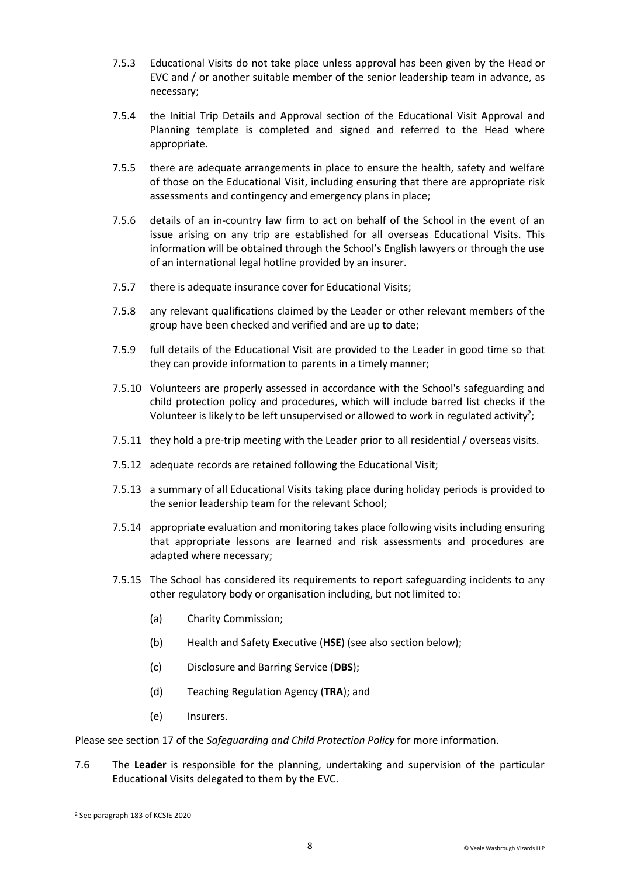7.5.3 Educational Visits do not take place unless approval has been given by the Head or EVC and / or another suitable member of the senior leadership team in advance, as necessary;

7.5.4 the Initial Trip Details and Approval section of the Educational Visit Approval and Planning template is completed and signed and referred to the Head where appropriate.

7.5.5 there are adequate arrangements in place to ensure the health, safety and welfare of those on the Educational Visit, including ensuring that there are appropriate risk assessments and contingency and emergency plans in place;

7.5.6 details of an in-country law firm to act on behalf of the School in the event of an issue arising on any trip are established for all overseas Educational Visits. This information will be obtained through the School's English lawyers or through the use of an international legal hotline provided by an insurer.

7.5.7 there is adequate insurance cover for Educational Visits;

7.5.8 any relevant qualifications claimed by the Leader or other relevant members of the group have been checked and verified and are up to date;

7.5.9 full details of the Educational Visit are provided to the Leader in good time so that they can provide information to parents in a timely manner;

7.5.10 Volunteers are properly assessed in accordance with the School's safeguarding and child protection policy and procedures, which will include barred list checks if the Volunteer is likely to be left unsupervised or allowed to work in regulated activity[2];

7.5.11 they hold a pre-trip meeting with the Leader prior to all residential / overseas visits.

7.5.12 adequate records are retained following the Educational Visit;

7.5.13 a summary of all Educational Visits taking place during holiday periods is provided to the senior leadership team for the relevant School;

7.5.14 appropriate evaluation and monitoring takes place following visits including ensuring that appropriate lessons are learned and risk assessments and procedures are adapted where necessary;

7.5.15 The School has considered its requirements to report safeguarding incidents to any other regulatory body or organisation including, but not limited to:

(a) Charity Commission;

(b) Health and Safety Executive (**HSE**) (see also section below);

(c) Disclosure and Barring Service (**DBS**);

(d) Teaching Regulation Agency (**TRA**); and

(e) Insurers.

Please see section 17 of the *Safeguarding and Child Protection Policy* for more information.

7.6 The **Leader** is responsible for the planning, undertaking and supervision of the particular Educational Visits delegated to them by the EVC.

[2] See paragraph 183 of KCSIE 2020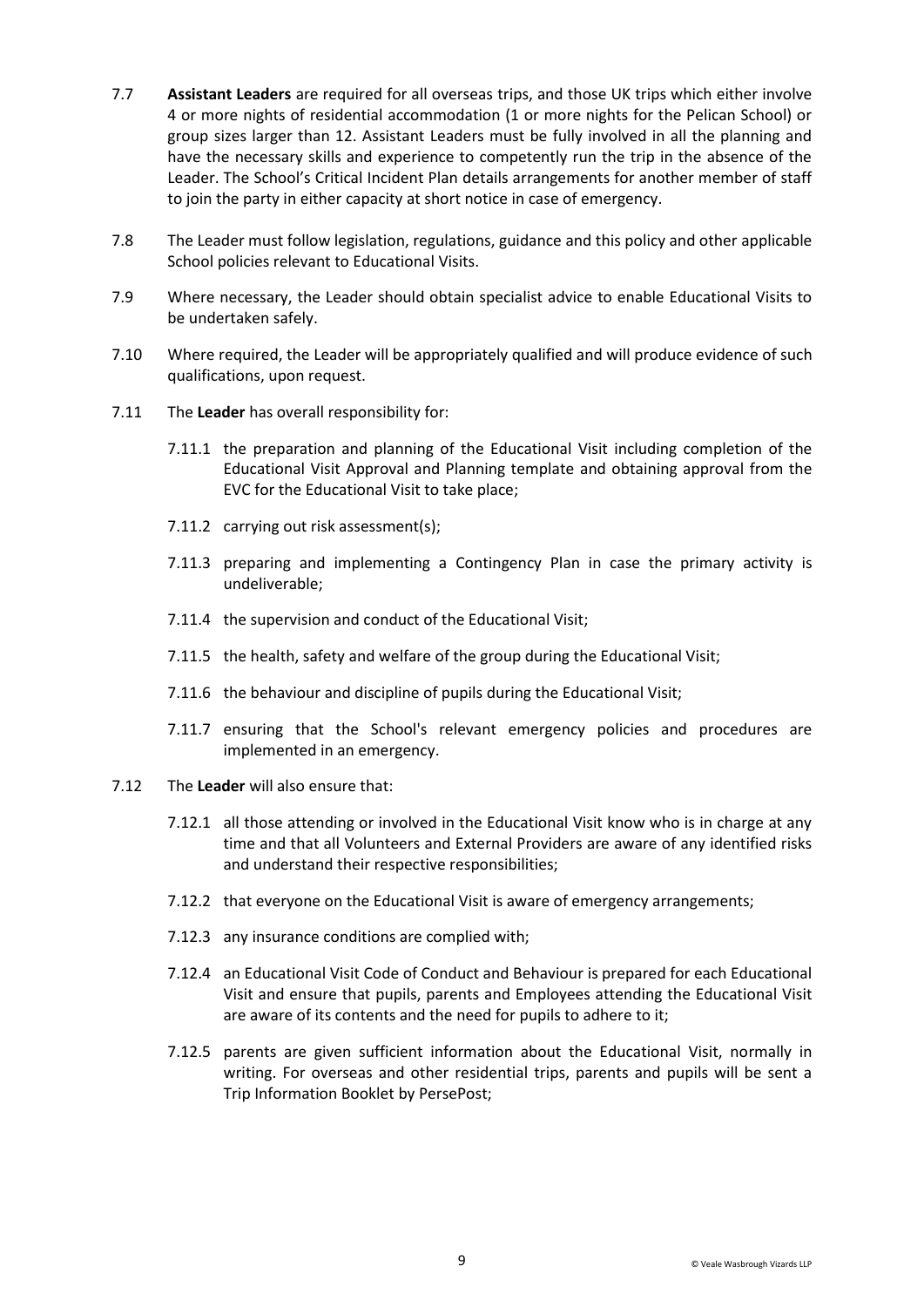7.7 **Assistant Leaders** are required for all overseas trips, and those UK trips which either involve 4 or more nights of residential accommodation (1 or more nights for the Pelican School) or group sizes larger than 12. Assistant Leaders must be fully involved in all the planning and have the necessary skills and experience to competently run the trip in the absence of the Leader. The School's Critical Incident Plan details arrangements for another member of staff to join the party in either capacity at short notice in case of emergency.

7.8 The Leader must follow legislation, regulations, guidance and this policy and other applicable School policies relevant to Educational Visits.

7.9 Where necessary, the Leader should obtain specialist advice to enable Educational Visits to be undertaken safely.

7.10 Where required, the Leader will be appropriately qualified and will produce evidence of such qualifications, upon request.

7.11 The **Leader** has overall responsibility for:

7.11.1 the preparation and planning of the Educational Visit including completion of the Educational Visit Approval and Planning template and obtaining approval from the EVC for the Educational Visit to take place;

7.11.2 carrying out risk assessment(s);

7.11.3 preparing and implementing a Contingency Plan in case the primary activity is undeliverable;

7.11.4 the supervision and conduct of the Educational Visit;

7.11.5 the health, safety and welfare of the group during the Educational Visit;

7.11.6 the behaviour and discipline of pupils during the Educational Visit;

7.11.7 ensuring that the School's relevant emergency policies and procedures are implemented in an emergency.

7.12 The **Leader** will also ensure that:

7.12.1 all those attending or involved in the Educational Visit know who is in charge at any time and that all Volunteers and External Providers are aware of any identified risks and understand their respective responsibilities;

7.12.2 that everyone on the Educational Visit is aware of emergency arrangements;

7.12.3 any insurance conditions are complied with;

7.12.4 an Educational Visit Code of Conduct and Behaviour is prepared for each Educational Visit and ensure that pupils, parents and Employees attending the Educational Visit are aware of its contents and the need for pupils to adhere to it;

7.12.5 parents are given sufficient information about the Educational Visit, normally in writing. For overseas and other residential trips, parents and pupils will be sent a Trip Information Booklet by PersePost;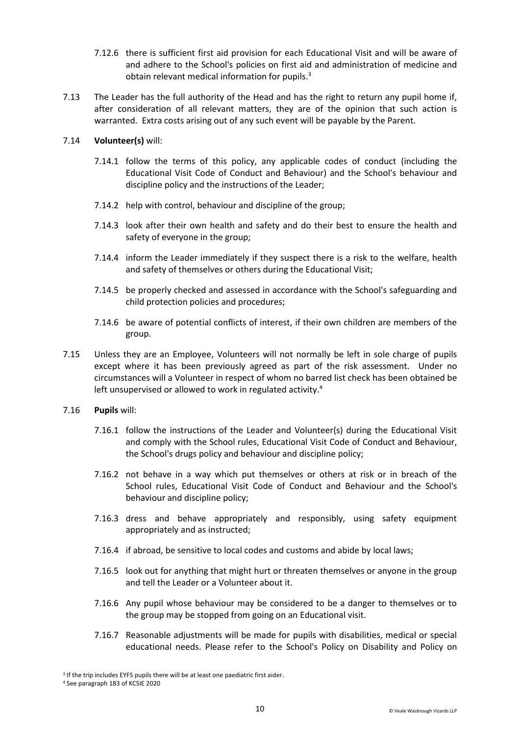7.12.6 there is sufficient first aid provision for each Educational Visit and will be aware of and adhere to the School's policies on first aid and administration of medicine and obtain relevant medical information for pupils.[3]

7.13 The Leader has the full authority of the Head and has the right to return any pupil home if, after consideration of all relevant matters, they are of the opinion that such action is warranted. Extra costs arising out of any such event will be payable by the Parent.

7.14 **Volunteer(s)** will:

7.14.1 follow the terms of this policy, any applicable codes of conduct (including the Educational Visit Code of Conduct and Behaviour) and the School's behaviour and discipline policy and the instructions of the Leader;

7.14.2 help with control, behaviour and discipline of the group;

7.14.3 look after their own health and safety and do their best to ensure the health and safety of everyone in the group;

7.14.4 inform the Leader immediately if they suspect there is a risk to the welfare, health and safety of themselves or others during the Educational Visit;

7.14.5 be properly checked and assessed in accordance with the School's safeguarding and child protection policies and procedures;

7.14.6 be aware of potential conflicts of interest, if their own children are members of the group.

7.15 Unless they are an Employee, Volunteers will not normally be left in sole charge of pupils except where it has been previously agreed as part of the risk assessment. Under no circumstances will a Volunteer in respect of whom no barred list check has been obtained be left unsupervised or allowed to work in regulated activity.[4]

7.16 **Pupils** will:

7.16.1 follow the instructions of the Leader and Volunteer(s) during the Educational Visit and comply with the School rules, Educational Visit Code of Conduct and Behaviour, the School's drugs policy and behaviour and discipline policy;

7.16.2 not behave in a way which put themselves or others at risk or in breach of the School rules, Educational Visit Code of Conduct and Behaviour and the School's behaviour and discipline policy;

7.16.3 dress and behave appropriately and responsibly, using safety equipment appropriately and as instructed;

7.16.4 if abroad, be sensitive to local codes and customs and abide by local laws;

7.16.5 look out for anything that might hurt or threaten themselves or anyone in the group and tell the Leader or a Volunteer about it.

7.16.6 Any pupil whose behaviour may be considered to be a danger to themselves or to the group may be stopped from going on an Educational visit.

7.16.7 Reasonable adjustments will be made for pupils with disabilities, medical or special educational needs. Please refer to the School's Policy on Disability and Policy on

[3] If the trip includes EYFS pupils there will be at least one paediatric first aider.

[4] See paragraph 183 of KCSIE 2020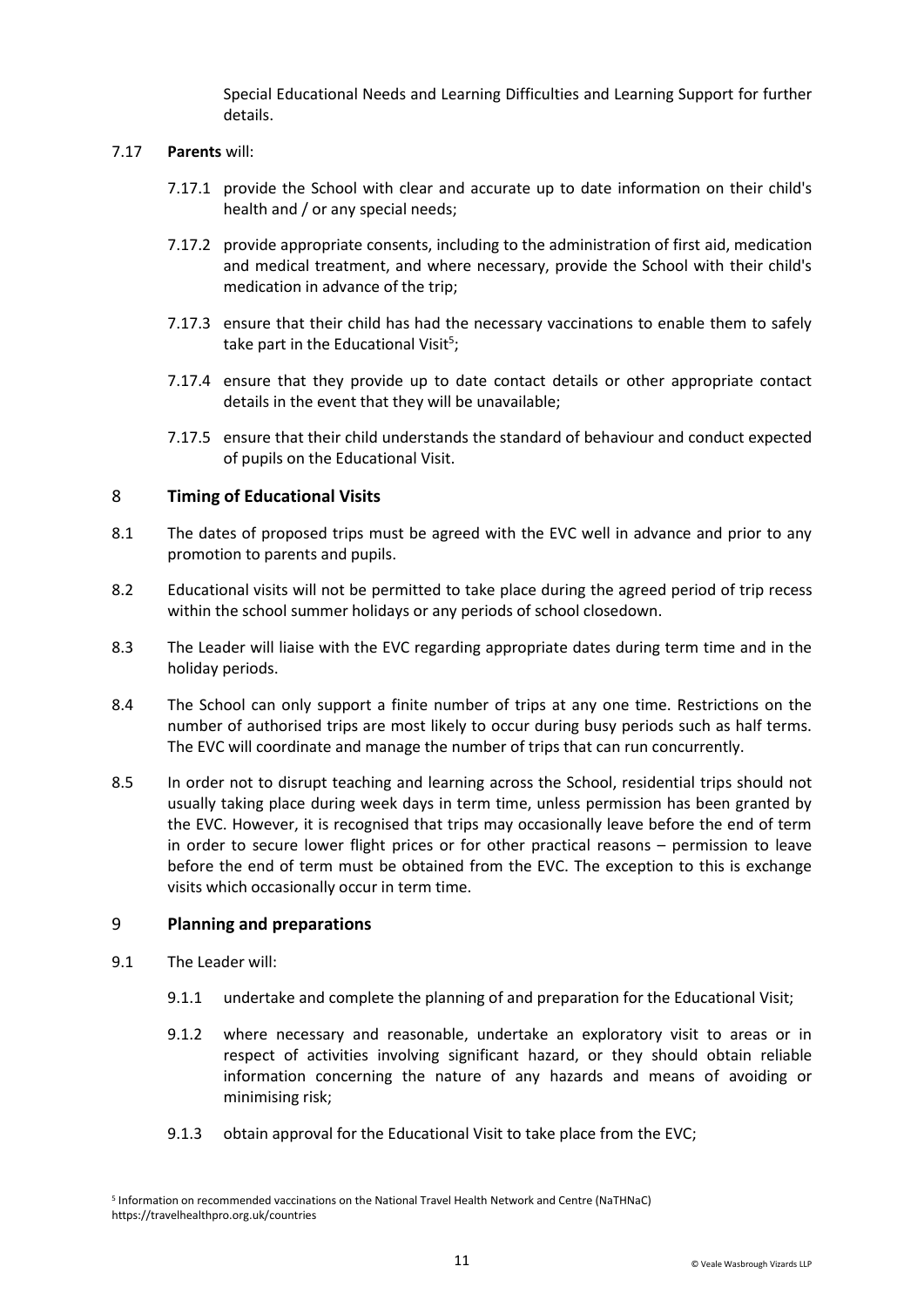Special Educational Needs and Learning Difficulties and Learning Support for further details.

7.17 **Parents** will:

7.17.1 provide the School with clear and accurate up to date information on their child's health and / or any special needs;

7.17.2 provide appropriate consents, including to the administration of first aid, medication and medical treatment, and where necessary, provide the School with their child's medication in advance of the trip;

7.17.3 ensure that their child has had the necessary vaccinations to enable them to safely take part in the Educational Visit[5];

7.17.4 ensure that they provide up to date contact details or other appropriate contact details in the event that they will be unavailable;

7.17.5 ensure that their child understands the standard of behaviour and conduct expected of pupils on the Educational Visit.

## 8 Timing of Educational Visits

8.1 The dates of proposed trips must be agreed with the EVC well in advance and prior to any promotion to parents and pupils.

8.2 Educational visits will not be permitted to take place during the agreed period of trip recess within the school summer holidays or any periods of school closedown.

8.3 The Leader will liaise with the EVC regarding appropriate dates during term time and in the holiday periods.

8.4 The School can only support a finite number of trips at any one time. Restrictions on the number of authorised trips are most likely to occur during busy periods such as half terms. The EVC will coordinate and manage the number of trips that can run concurrently.

8.5 In order not to disrupt teaching and learning across the School, residential trips should not usually taking place during week days in term time, unless permission has been granted by the EVC. However, it is recognised that trips may occasionally leave before the end of term in order to secure lower flight prices or for other practical reasons – permission to leave before the end of term must be obtained from the EVC. The exception to this is exchange visits which occasionally occur in term time.

## 9 Planning and preparations

9.1 The Leader will:

9.1.1 undertake and complete the planning of and preparation for the Educational Visit;

9.1.2 where necessary and reasonable, undertake an exploratory visit to areas or in respect of activities involving significant hazard, or they should obtain reliable information concerning the nature of any hazards and means of avoiding or minimising risk;

9.1.3 obtain approval for the Educational Visit to take place from the EVC;

[5] Information on recommended vaccinations on the National Travel Health Network and Centre (NaTHNaC) https://travelhealthpro.org.uk/countries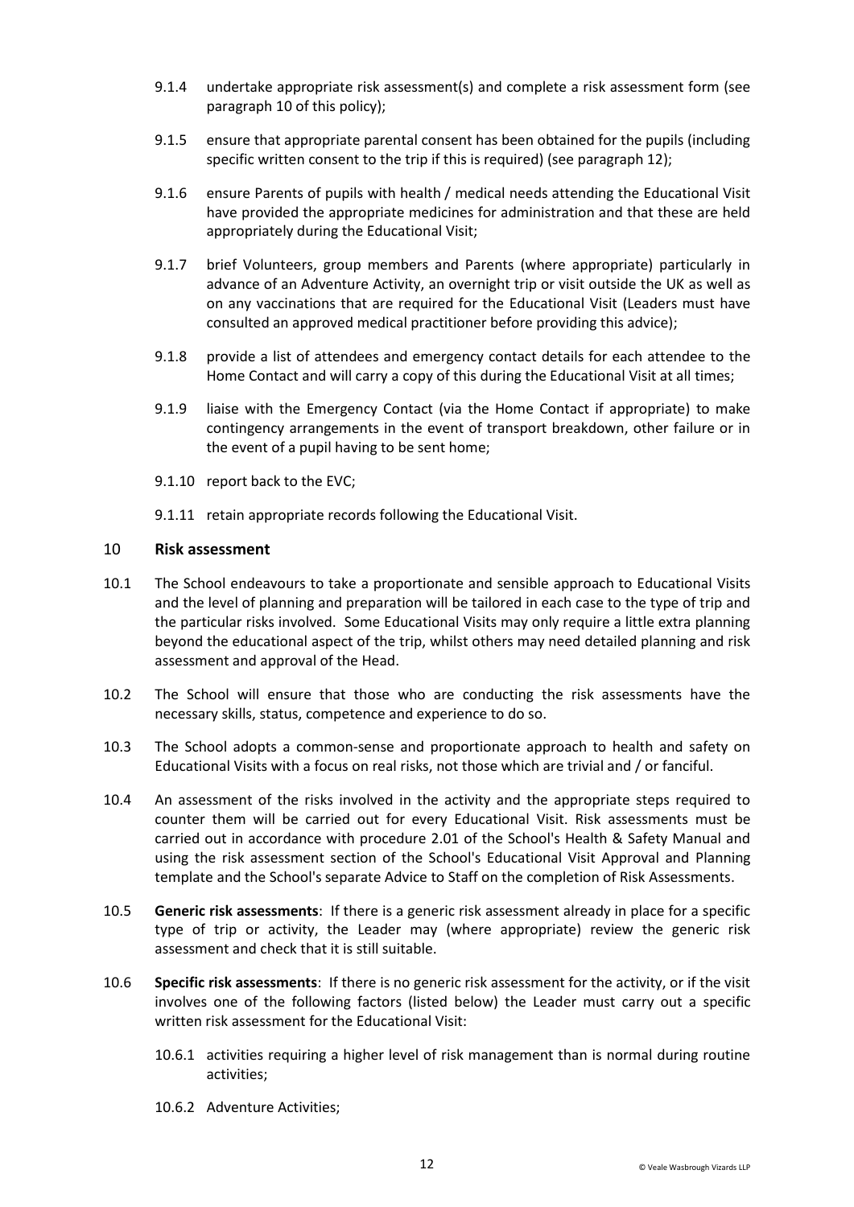9.1.4 undertake appropriate risk assessment(s) and complete a risk assessment form (see paragraph 10 of this policy);

9.1.5 ensure that appropriate parental consent has been obtained for the pupils (including specific written consent to the trip if this is required) (see paragraph 12);

9.1.6 ensure Parents of pupils with health / medical needs attending the Educational Visit have provided the appropriate medicines for administration and that these are held appropriately during the Educational Visit;

9.1.7 brief Volunteers, group members and Parents (where appropriate) particularly in advance of an Adventure Activity, an overnight trip or visit outside the UK as well as on any vaccinations that are required for the Educational Visit (Leaders must have consulted an approved medical practitioner before providing this advice);

9.1.8 provide a list of attendees and emergency contact details for each attendee to the Home Contact and will carry a copy of this during the Educational Visit at all times;

9.1.9 liaise with the Emergency Contact (via the Home Contact if appropriate) to make contingency arrangements in the event of transport breakdown, other failure or in the event of a pupil having to be sent home;

9.1.10 report back to the EVC;

9.1.11 retain appropriate records following the Educational Visit.

## 10 Risk assessment

10.1 The School endeavours to take a proportionate and sensible approach to Educational Visits and the level of planning and preparation will be tailored in each case to the type of trip and the particular risks involved. Some Educational Visits may only require a little extra planning beyond the educational aspect of the trip, whilst others may need detailed planning and risk assessment and approval of the Head.

10.2 The School will ensure that those who are conducting the risk assessments have the necessary skills, status, competence and experience to do so.

10.3 The School adopts a common-sense and proportionate approach to health and safety on Educational Visits with a focus on real risks, not those which are trivial and / or fanciful.

10.4 An assessment of the risks involved in the activity and the appropriate steps required to counter them will be carried out for every Educational Visit. Risk assessments must be carried out in accordance with procedure 2.01 of the School's Health & Safety Manual and using the risk assessment section of the School's Educational Visit Approval and Planning template and the School's separate Advice to Staff on the completion of Risk Assessments.

10.5 **Generic risk assessments**: If there is a generic risk assessment already in place for a specific type of trip or activity, the Leader may (where appropriate) review the generic risk assessment and check that it is still suitable.

10.6 **Specific risk assessments**: If there is no generic risk assessment for the activity, or if the visit involves one of the following factors (listed below) the Leader must carry out a specific written risk assessment for the Educational Visit:

10.6.1 activities requiring a higher level of risk management than is normal during routine activities;

10.6.2 Adventure Activities;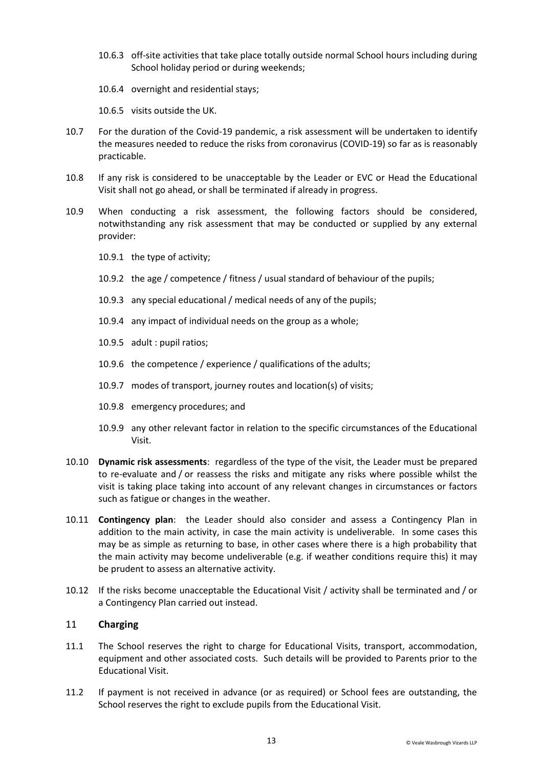10.6.3 off-site activities that take place totally outside normal School hours including during School holiday period or during weekends;

10.6.4 overnight and residential stays;

10.6.5 visits outside the UK.

10.7 For the duration of the Covid-19 pandemic, a risk assessment will be undertaken to identify the measures needed to reduce the risks from coronavirus (COVID-19) so far as is reasonably practicable.

10.8 If any risk is considered to be unacceptable by the Leader or EVC or Head the Educational Visit shall not go ahead, or shall be terminated if already in progress.

10.9 When conducting a risk assessment, the following factors should be considered, notwithstanding any risk assessment that may be conducted or supplied by any external provider:

10.9.1 the type of activity;

10.9.2 the age / competence / fitness / usual standard of behaviour of the pupils;

10.9.3 any special educational / medical needs of any of the pupils;

10.9.4 any impact of individual needs on the group as a whole;

10.9.5 adult : pupil ratios;

10.9.6 the competence / experience / qualifications of the adults;

10.9.7 modes of transport, journey routes and location(s) of visits;

10.9.8 emergency procedures; and

10.9.9 any other relevant factor in relation to the specific circumstances of the Educational Visit.

10.10 **Dynamic risk assessments**: regardless of the type of the visit, the Leader must be prepared to re-evaluate and / or reassess the risks and mitigate any risks where possible whilst the visit is taking place taking into account of any relevant changes in circumstances or factors such as fatigue or changes in the weather.

10.11 **Contingency plan**: the Leader should also consider and assess a Contingency Plan in addition to the main activity, in case the main activity is undeliverable. In some cases this may be as simple as returning to base, in other cases where there is a high probability that the main activity may become undeliverable (e.g. if weather conditions require this) it may be prudent to assess an alternative activity.

10.12 If the risks become unacceptable the Educational Visit / activity shall be terminated and / or a Contingency Plan carried out instead.

## 11 Charging

11.1 The School reserves the right to charge for Educational Visits, transport, accommodation, equipment and other associated costs. Such details will be provided to Parents prior to the Educational Visit.

11.2 If payment is not received in advance (or as required) or School fees are outstanding, the School reserves the right to exclude pupils from the Educational Visit.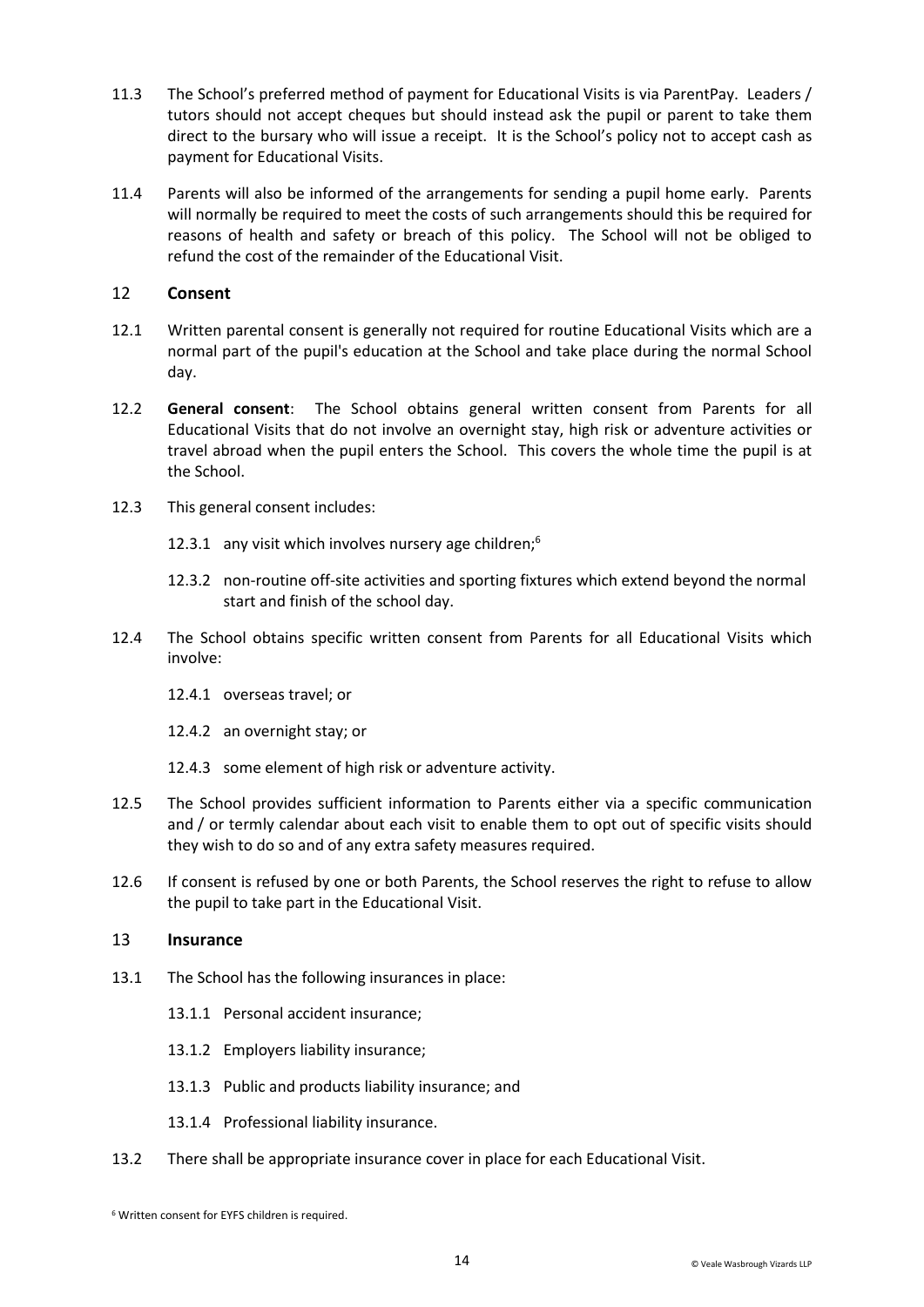11.3 The School's preferred method of payment for Educational Visits is via ParentPay. Leaders / tutors should not accept cheques but should instead ask the pupil or parent to take them direct to the bursary who will issue a receipt. It is the School's policy not to accept cash as payment for Educational Visits.

11.4 Parents will also be informed of the arrangements for sending a pupil home early. Parents will normally be required to meet the costs of such arrangements should this be required for reasons of health and safety or breach of this policy. The School will not be obliged to refund the cost of the remainder of the Educational Visit.

## 12 Consent

12.1 Written parental consent is generally not required for routine Educational Visits which are a normal part of the pupil's education at the School and take place during the normal School day.

12.2 **General consent**: The School obtains general written consent from Parents for all Educational Visits that do not involve an overnight stay, high risk or adventure activities or travel abroad when the pupil enters the School. This covers the whole time the pupil is at the School.

12.3 This general consent includes:

12.3.1 any visit which involves nursery age children;[6]

12.3.2 non-routine off-site activities and sporting fixtures which extend beyond the normal start and finish of the school day.

12.4 The School obtains specific written consent from Parents for all Educational Visits which involve:

12.4.1 overseas travel; or

12.4.2 an overnight stay; or

12.4.3 some element of high risk or adventure activity.

12.5 The School provides sufficient information to Parents either via a specific communication and / or termly calendar about each visit to enable them to opt out of specific visits should they wish to do so and of any extra safety measures required.

12.6 If consent is refused by one or both Parents, the School reserves the right to refuse to allow the pupil to take part in the Educational Visit.

## 13 Insurance

13.1 The School has the following insurances in place:

13.1.1 Personal accident insurance;

13.1.2 Employers liability insurance;

13.1.3 Public and products liability insurance; and

13.1.4 Professional liability insurance.

13.2 There shall be appropriate insurance cover in place for each Educational Visit.

[6] Written consent for EYFS children is required.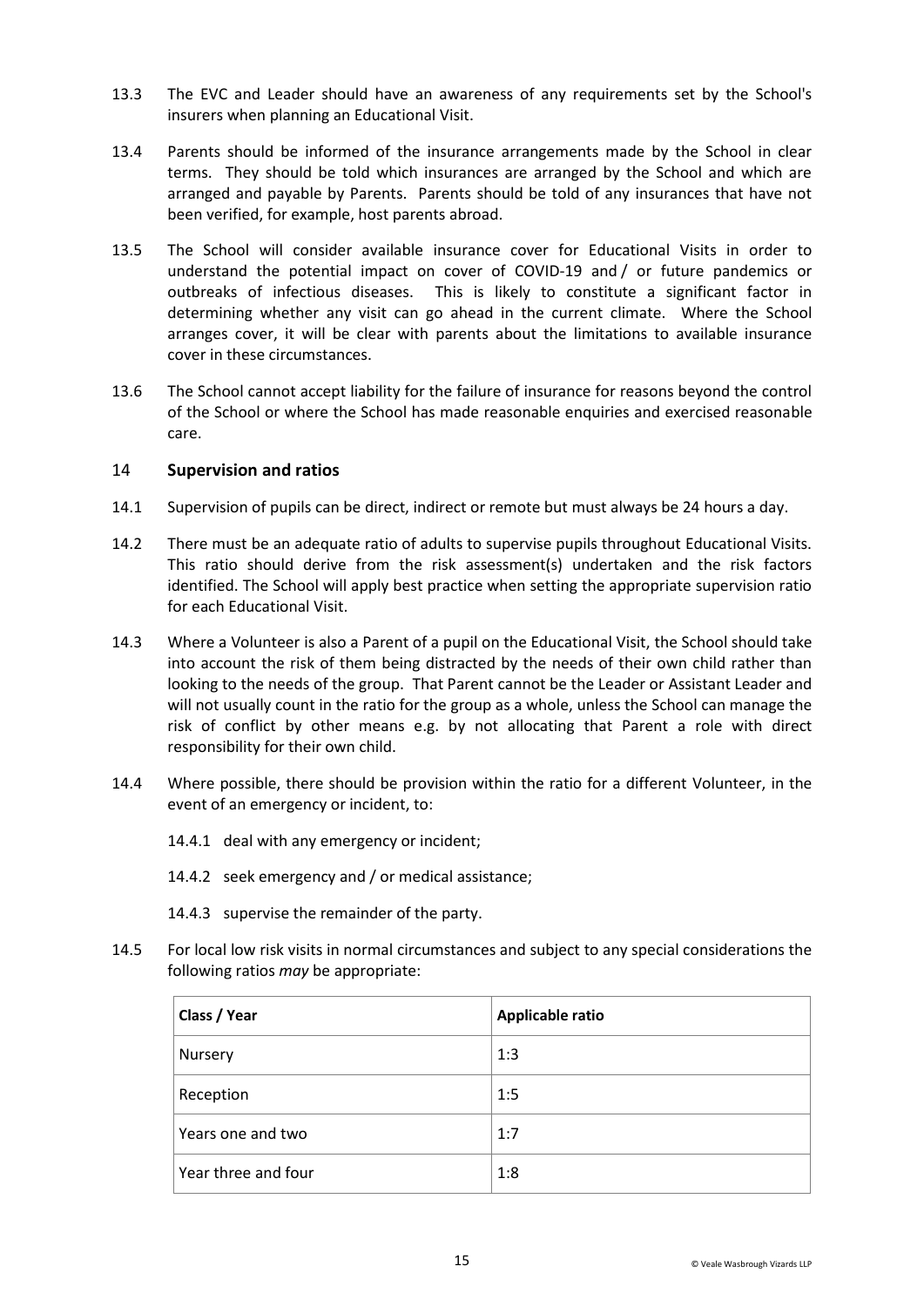13.3 The EVC and Leader should have an awareness of any requirements set by the School's insurers when planning an Educational Visit.

13.4 Parents should be informed of the insurance arrangements made by the School in clear terms. They should be told which insurances are arranged by the School and which are arranged and payable by Parents. Parents should be told of any insurances that have not been verified, for example, host parents abroad.

13.5 The School will consider available insurance cover for Educational Visits in order to understand the potential impact on cover of COVID-19 and / or future pandemics or outbreaks of infectious diseases. This is likely to constitute a significant factor in determining whether any visit can go ahead in the current climate. Where the School arranges cover, it will be clear with parents about the limitations to available insurance cover in these circumstances.

13.6 The School cannot accept liability for the failure of insurance for reasons beyond the control of the School or where the School has made reasonable enquiries and exercised reasonable care.

## 14 Supervision and ratios

14.1 Supervision of pupils can be direct, indirect or remote but must always be 24 hours a day.

14.2 There must be an adequate ratio of adults to supervise pupils throughout Educational Visits. This ratio should derive from the risk assessment(s) undertaken and the risk factors identified. The School will apply best practice when setting the appropriate supervision ratio for each Educational Visit.

14.3 Where a Volunteer is also a Parent of a pupil on the Educational Visit, the School should take into account the risk of them being distracted by the needs of their own child rather than looking to the needs of the group. That Parent cannot be the Leader or Assistant Leader and will not usually count in the ratio for the group as a whole, unless the School can manage the risk of conflict by other means e.g. by not allocating that Parent a role with direct responsibility for their own child.

14.4 Where possible, there should be provision within the ratio for a different Volunteer, in the event of an emergency or incident, to:

14.4.1 deal with any emergency or incident;

14.4.2 seek emergency and / or medical assistance;

14.4.3 supervise the remainder of the party.

14.5 For local low risk visits in normal circumstances and subject to any special considerations the following ratios *may* be appropriate:

| Class / Year | Applicable ratio |
| --- | --- |
| Nursery | 1:3 |
| Reception | 1:5 |
| Years one and two | 1:7 |
| Year three and four | 1:8 |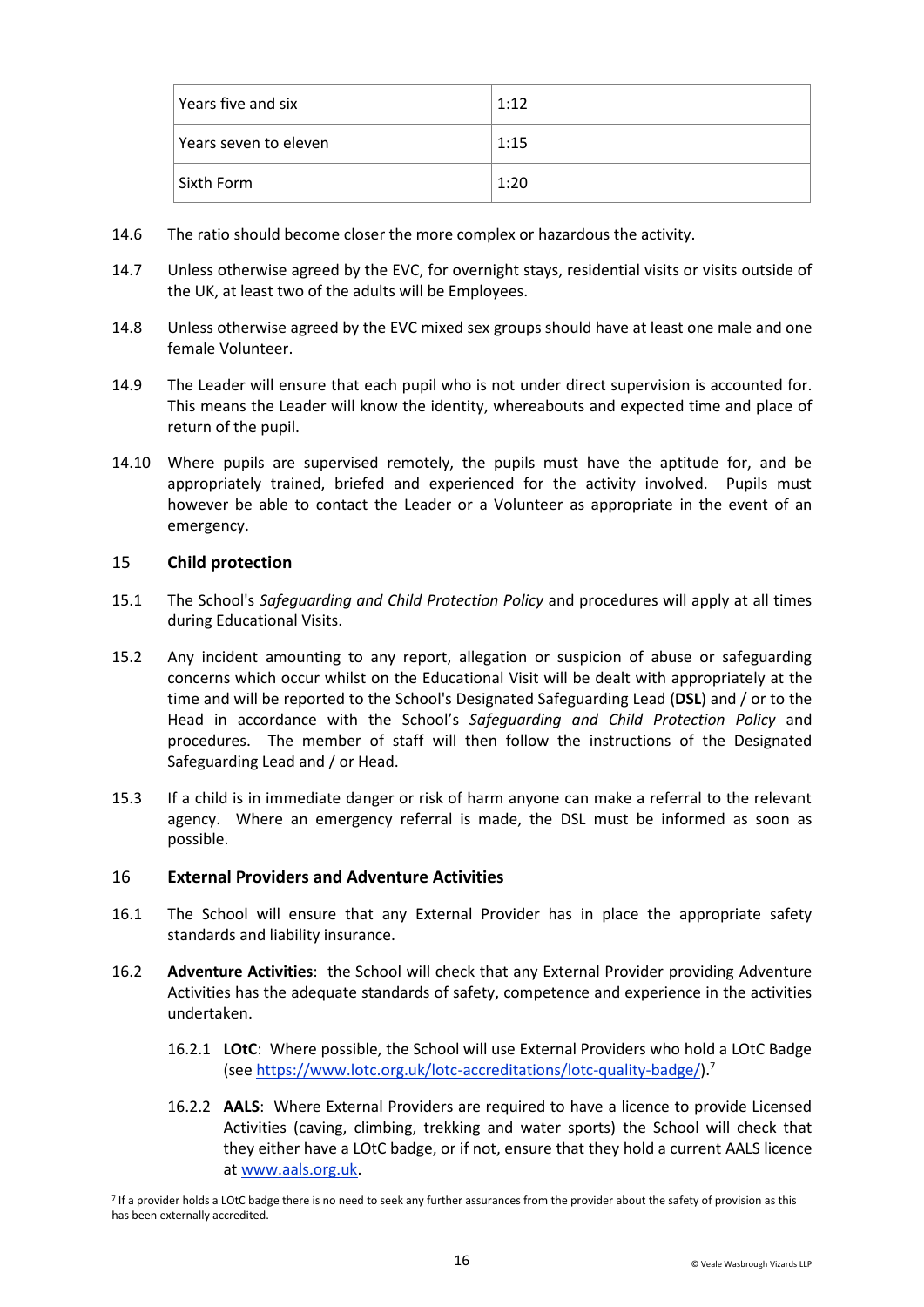| Years five and six | 1:12 |
|---|---|
| Years seven to eleven | 1:15 |
| Sixth Form | 1:20 |

14.6 The ratio should become closer the more complex or hazardous the activity.

14.7 Unless otherwise agreed by the EVC, for overnight stays, residential visits or visits outside of the UK, at least two of the adults will be Employees.

14.8 Unless otherwise agreed by the EVC mixed sex groups should have at least one male and one female Volunteer.

14.9 The Leader will ensure that each pupil who is not under direct supervision is accounted for. This means the Leader will know the identity, whereabouts and expected time and place of return of the pupil.

14.10 Where pupils are supervised remotely, the pupils must have the aptitude for, and be appropriately trained, briefed and experienced for the activity involved. Pupils must however be able to contact the Leader or a Volunteer as appropriate in the event of an emergency.

## 15 Child protection

15.1 The School's *Safeguarding and Child Protection Policy* and procedures will apply at all times during Educational Visits.

15.2 Any incident amounting to any report, allegation or suspicion of abuse or safeguarding concerns which occur whilst on the Educational Visit will be dealt with appropriately at the time and will be reported to the School's Designated Safeguarding Lead (**DSL**) and / or to the Head in accordance with the School's *Safeguarding and Child Protection Policy* and procedures. The member of staff will then follow the instructions of the Designated Safeguarding Lead and / or Head.

15.3 If a child is in immediate danger or risk of harm anyone can make a referral to the relevant agency. Where an emergency referral is made, the DSL must be informed as soon as possible.

## 16 External Providers and Adventure Activities

16.1 The School will ensure that any External Provider has in place the appropriate safety standards and liability insurance.

16.2 **Adventure Activities**: the School will check that any External Provider providing Adventure Activities has the adequate standards of safety, competence and experience in the activities undertaken.

16.2.1 **LOtC**: Where possible, the School will use External Providers who hold a LOtC Badge (see https://www.lotc.org.uk/lotc-accreditations/lotc-quality-badge/).[7]

16.2.2 **AALS**: Where External Providers are required to have a licence to provide Licensed Activities (caving, climbing, trekking and water sports) the School will check that they either have a LOtC badge, or if not, ensure that they hold a current AALS licence at www.aals.org.uk.

[7] If a provider holds a LOtC badge there is no need to seek any further assurances from the provider about the safety of provision as this has been externally accredited.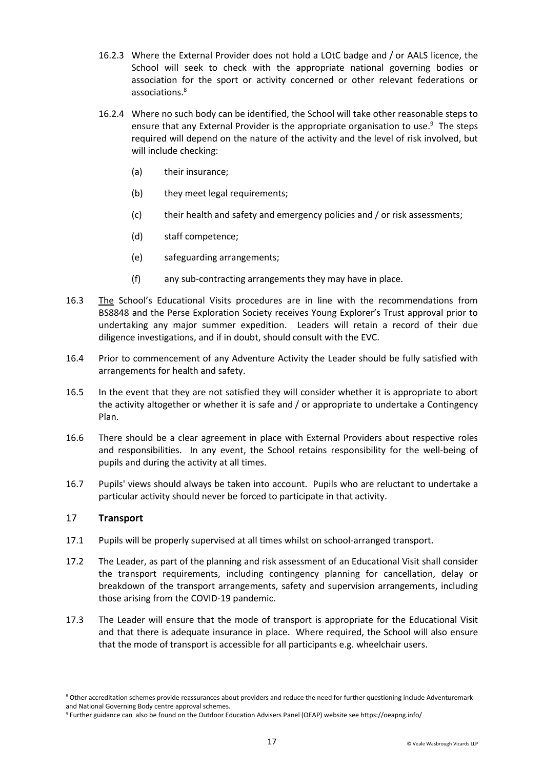16.2.3 Where the External Provider does not hold a LOtC badge and / or AALS licence, the School will seek to check with the appropriate national governing bodies or association for the sport or activity concerned or other relevant federations or associations.[8]

16.2.4 Where no such body can be identified, the School will take other reasonable steps to ensure that any External Provider is the appropriate organisation to use.[9] The steps required will depend on the nature of the activity and the level of risk involved, but will include checking:

(a) their insurance;

(b) they meet legal requirements;

(c) their health and safety and emergency policies and / or risk assessments;

(d) staff competence;

(e) safeguarding arrangements;

(f) any sub-contracting arrangements they may have in place.

16.3 The School's Educational Visits procedures are in line with the recommendations from BS8848 and the Perse Exploration Society receives Young Explorer's Trust approval prior to undertaking any major summer expedition. Leaders will retain a record of their due diligence investigations, and if in doubt, should consult with the EVC.

16.4 Prior to commencement of any Adventure Activity the Leader should be fully satisfied with arrangements for health and safety.

16.5 In the event that they are not satisfied they will consider whether it is appropriate to abort the activity altogether or whether it is safe and / or appropriate to undertake a Contingency Plan.

16.6 There should be a clear agreement in place with External Providers about respective roles and responsibilities. In any event, the School retains responsibility for the well-being of pupils and during the activity at all times.

16.7 Pupils' views should always be taken into account. Pupils who are reluctant to undertake a particular activity should never be forced to participate in that activity.

## 17 Transport

17.1 Pupils will be properly supervised at all times whilst on school-arranged transport.

17.2 The Leader, as part of the planning and risk assessment of an Educational Visit shall consider the transport requirements, including contingency planning for cancellation, delay or breakdown of the transport arrangements, safety and supervision arrangements, including those arising from the COVID-19 pandemic.

17.3 The Leader will ensure that the mode of transport is appropriate for the Educational Visit and that there is adequate insurance in place. Where required, the School will also ensure that the mode of transport is accessible for all participants e.g. wheelchair users.

[8] Other accreditation schemes provide reassurances about providers and reduce the need for further questioning include Adventuremark and National Governing Body centre approval schemes.

[9] Further guidance can also be found on the Outdoor Education Advisers Panel (OEAP) website see https://oeapng.info/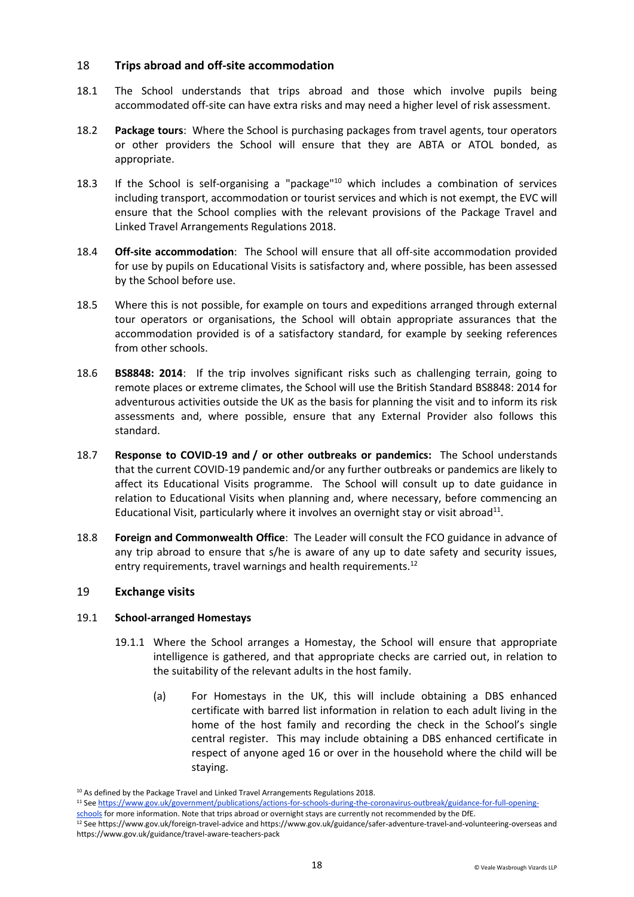## 18 Trips abroad and off-site accommodation

18.1 The School understands that trips abroad and those which involve pupils being accommodated off-site can have extra risks and may need a higher level of risk assessment.

18.2 **Package tours**: Where the School is purchasing packages from travel agents, tour operators or other providers the School will ensure that they are ABTA or ATOL bonded, as appropriate.

18.3 If the School is self-organising a "package"[10] which includes a combination of services including transport, accommodation or tourist services and which is not exempt, the EVC will ensure that the School complies with the relevant provisions of the Package Travel and Linked Travel Arrangements Regulations 2018.

18.4 **Off-site accommodation**: The School will ensure that all off-site accommodation provided for use by pupils on Educational Visits is satisfactory and, where possible, has been assessed by the School before use.

18.5 Where this is not possible, for example on tours and expeditions arranged through external tour operators or organisations, the School will obtain appropriate assurances that the accommodation provided is of a satisfactory standard, for example by seeking references from other schools.

18.6 **BS8848: 2014**: If the trip involves significant risks such as challenging terrain, going to remote places or extreme climates, the School will use the British Standard BS8848: 2014 for adventurous activities outside the UK as the basis for planning the visit and to inform its risk assessments and, where possible, ensure that any External Provider also follows this standard.

18.7 **Response to COVID-19 and / or other outbreaks or pandemics:** The School understands that the current COVID-19 pandemic and/or any further outbreaks or pandemics are likely to affect its Educational Visits programme. The School will consult up to date guidance in relation to Educational Visits when planning and, where necessary, before commencing an Educational Visit, particularly where it involves an overnight stay or visit abroad[11].

18.8 **Foreign and Commonwealth Office**: The Leader will consult the FCO guidance in advance of any trip abroad to ensure that s/he is aware of any up to date safety and security issues, entry requirements, travel warnings and health requirements.[12]

## 19 Exchange visits

### 19.1 School-arranged Homestays

19.1.1 Where the School arranges a Homestay, the School will ensure that appropriate intelligence is gathered, and that appropriate checks are carried out, in relation to the suitability of the relevant adults in the host family.

(a) For Homestays in the UK, this will include obtaining a DBS enhanced certificate with barred list information in relation to each adult living in the home of the host family and recording the check in the School's single central register. This may include obtaining a DBS enhanced certificate in respect of anyone aged 16 or over in the household where the child will be staying.

---

[10] As defined by the Package Travel and Linked Travel Arrangements Regulations 2018.

[11] See [https://www.gov.uk/government/publications/actions-for-schools-during-the-coronavirus-outbreak/guidance-for-full-opening-schools](https://www.gov.uk/government/publications/actions-for-schools-during-the-coronavirus-outbreak/guidance-for-full-opening-schools) for more information. Note that trips abroad or overnight stays are currently not recommended by the DfE.

[12] See https://www.gov.uk/foreign-travel-advice and https://www.gov.uk/guidance/safer-adventure-travel-and-volunteering-overseas and https://www.gov.uk/guidance/travel-aware-teachers-pack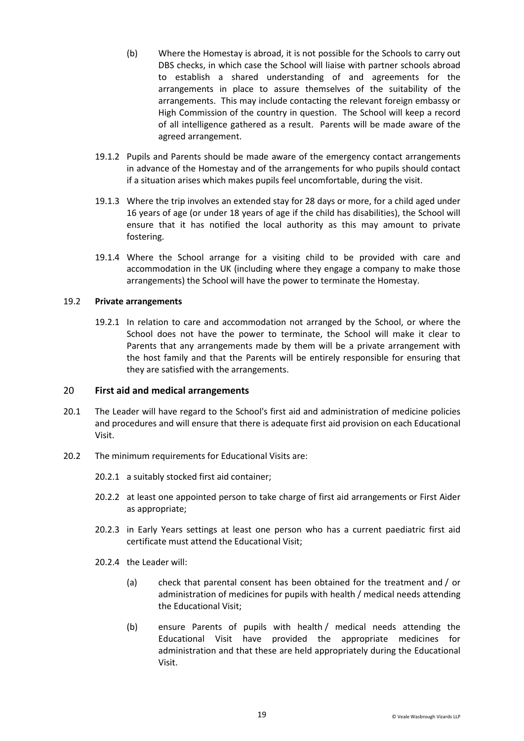(b) Where the Homestay is abroad, it is not possible for the Schools to carry out DBS checks, in which case the School will liaise with partner schools abroad to establish a shared understanding of and agreements for the arrangements in place to assure themselves of the suitability of the arrangements. This may include contacting the relevant foreign embassy or High Commission of the country in question. The School will keep a record of all intelligence gathered as a result. Parents will be made aware of the agreed arrangement.

19.1.2 Pupils and Parents should be made aware of the emergency contact arrangements in advance of the Homestay and of the arrangements for who pupils should contact if a situation arises which makes pupils feel uncomfortable, during the visit.

19.1.3 Where the trip involves an extended stay for 28 days or more, for a child aged under 16 years of age (or under 18 years of age if the child has disabilities), the School will ensure that it has notified the local authority as this may amount to private fostering.

19.1.4 Where the School arrange for a visiting child to be provided with care and accommodation in the UK (including where they engage a company to make those arrangements) the School will have the power to terminate the Homestay.

19.2 **Private arrangements**

19.2.1 In relation to care and accommodation not arranged by the School, or where the School does not have the power to terminate, the School will make it clear to Parents that any arrangements made by them will be a private arrangement with the host family and that the Parents will be entirely responsible for ensuring that they are satisfied with the arrangements.

## 20 **First aid and medical arrangements**

20.1 The Leader will have regard to the School's first aid and administration of medicine policies and procedures and will ensure that there is adequate first aid provision on each Educational Visit.

20.2 The minimum requirements for Educational Visits are:

20.2.1 a suitably stocked first aid container;

20.2.2 at least one appointed person to take charge of first aid arrangements or First Aider as appropriate;

20.2.3 in Early Years settings at least one person who has a current paediatric first aid certificate must attend the Educational Visit;

20.2.4 the Leader will:

(a) check that parental consent has been obtained for the treatment and / or administration of medicines for pupils with health / medical needs attending the Educational Visit;

(b) ensure Parents of pupils with health / medical needs attending the Educational Visit have provided the appropriate medicines for administration and that these are held appropriately during the Educational Visit.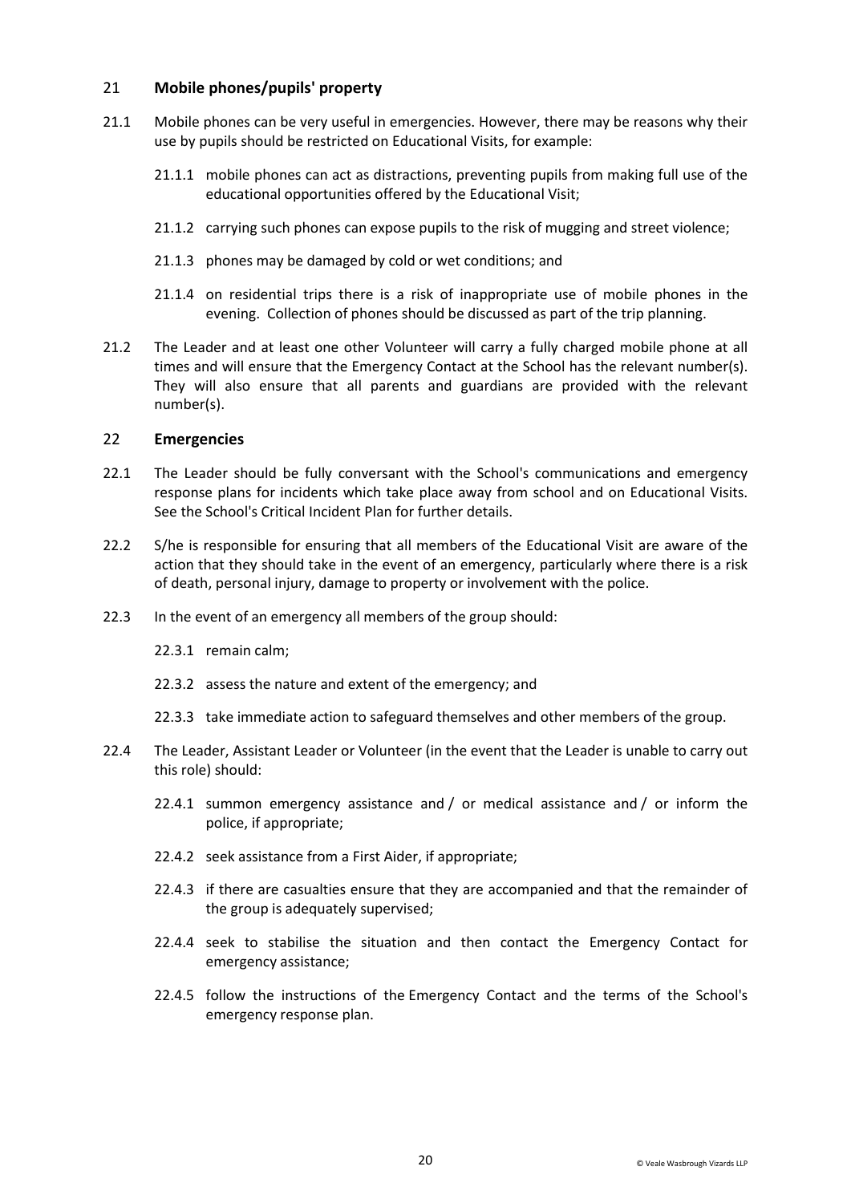## 21 Mobile phones/pupils' property

21.1 Mobile phones can be very useful in emergencies. However, there may be reasons why their use by pupils should be restricted on Educational Visits, for example:

21.1.1 mobile phones can act as distractions, preventing pupils from making full use of the educational opportunities offered by the Educational Visit;

21.1.2 carrying such phones can expose pupils to the risk of mugging and street violence;

21.1.3 phones may be damaged by cold or wet conditions; and

21.1.4 on residential trips there is a risk of inappropriate use of mobile phones in the evening. Collection of phones should be discussed as part of the trip planning.

21.2 The Leader and at least one other Volunteer will carry a fully charged mobile phone at all times and will ensure that the Emergency Contact at the School has the relevant number(s). They will also ensure that all parents and guardians are provided with the relevant number(s).

## 22 Emergencies

22.1 The Leader should be fully conversant with the School's communications and emergency response plans for incidents which take place away from school and on Educational Visits. See the School's Critical Incident Plan for further details.

22.2 S/he is responsible for ensuring that all members of the Educational Visit are aware of the action that they should take in the event of an emergency, particularly where there is a risk of death, personal injury, damage to property or involvement with the police.

22.3 In the event of an emergency all members of the group should:

22.3.1 remain calm;

22.3.2 assess the nature and extent of the emergency; and

22.3.3 take immediate action to safeguard themselves and other members of the group.

22.4 The Leader, Assistant Leader or Volunteer (in the event that the Leader is unable to carry out this role) should:

22.4.1 summon emergency assistance and / or medical assistance and / or inform the police, if appropriate;

22.4.2 seek assistance from a First Aider, if appropriate;

22.4.3 if there are casualties ensure that they are accompanied and that the remainder of the group is adequately supervised;

22.4.4 seek to stabilise the situation and then contact the Emergency Contact for emergency assistance;

22.4.5 follow the instructions of the Emergency Contact and the terms of the School's emergency response plan.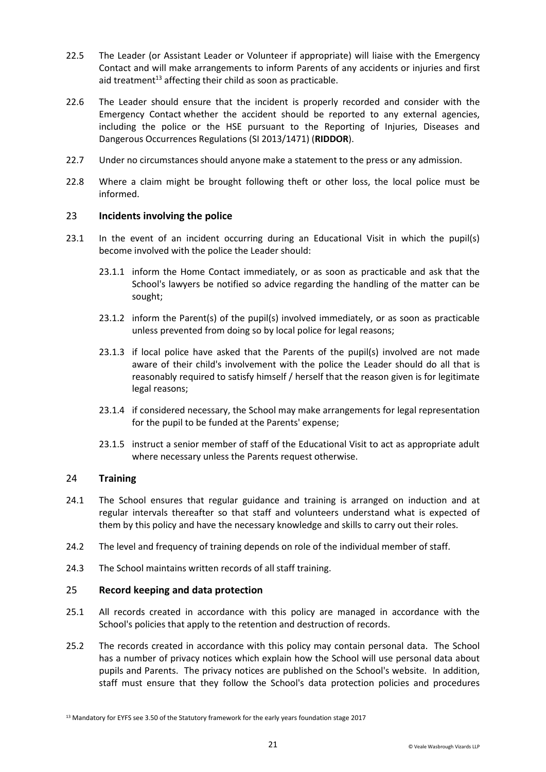22.5 The Leader (or Assistant Leader or Volunteer if appropriate) will liaise with the Emergency Contact and will make arrangements to inform Parents of any accidents or injuries and first aid treatment[13] affecting their child as soon as practicable.

22.6 The Leader should ensure that the incident is properly recorded and consider with the Emergency Contact whether the accident should be reported to any external agencies, including the police or the HSE pursuant to the Reporting of Injuries, Diseases and Dangerous Occurrences Regulations (SI 2013/1471) (**RIDDOR**).

22.7 Under no circumstances should anyone make a statement to the press or any admission.

22.8 Where a claim might be brought following theft or other loss, the local police must be informed.

## 23 **Incidents involving the police**

23.1 In the event of an incident occurring during an Educational Visit in which the pupil(s) become involved with the police the Leader should:

23.1.1 inform the Home Contact immediately, or as soon as practicable and ask that the School's lawyers be notified so advice regarding the handling of the matter can be sought;

23.1.2 inform the Parent(s) of the pupil(s) involved immediately, or as soon as practicable unless prevented from doing so by local police for legal reasons;

23.1.3 if local police have asked that the Parents of the pupil(s) involved are not made aware of their child's involvement with the police the Leader should do all that is reasonably required to satisfy himself / herself that the reason given is for legitimate legal reasons;

23.1.4 if considered necessary, the School may make arrangements for legal representation for the pupil to be funded at the Parents' expense;

23.1.5 instruct a senior member of staff of the Educational Visit to act as appropriate adult where necessary unless the Parents request otherwise.

## 24 **Training**

24.1 The School ensures that regular guidance and training is arranged on induction and at regular intervals thereafter so that staff and volunteers understand what is expected of them by this policy and have the necessary knowledge and skills to carry out their roles.

24.2 The level and frequency of training depends on role of the individual member of staff.

24.3 The School maintains written records of all staff training.

## 25 **Record keeping and data protection**

25.1 All records created in accordance with this policy are managed in accordance with the School's policies that apply to the retention and destruction of records.

25.2 The records created in accordance with this policy may contain personal data. The School has a number of privacy notices which explain how the School will use personal data about pupils and Parents. The privacy notices are published on the School's website. In addition, staff must ensure that they follow the School's data protection policies and procedures

[13] Mandatory for EYFS see 3.50 of the Statutory framework for the early years foundation stage 2017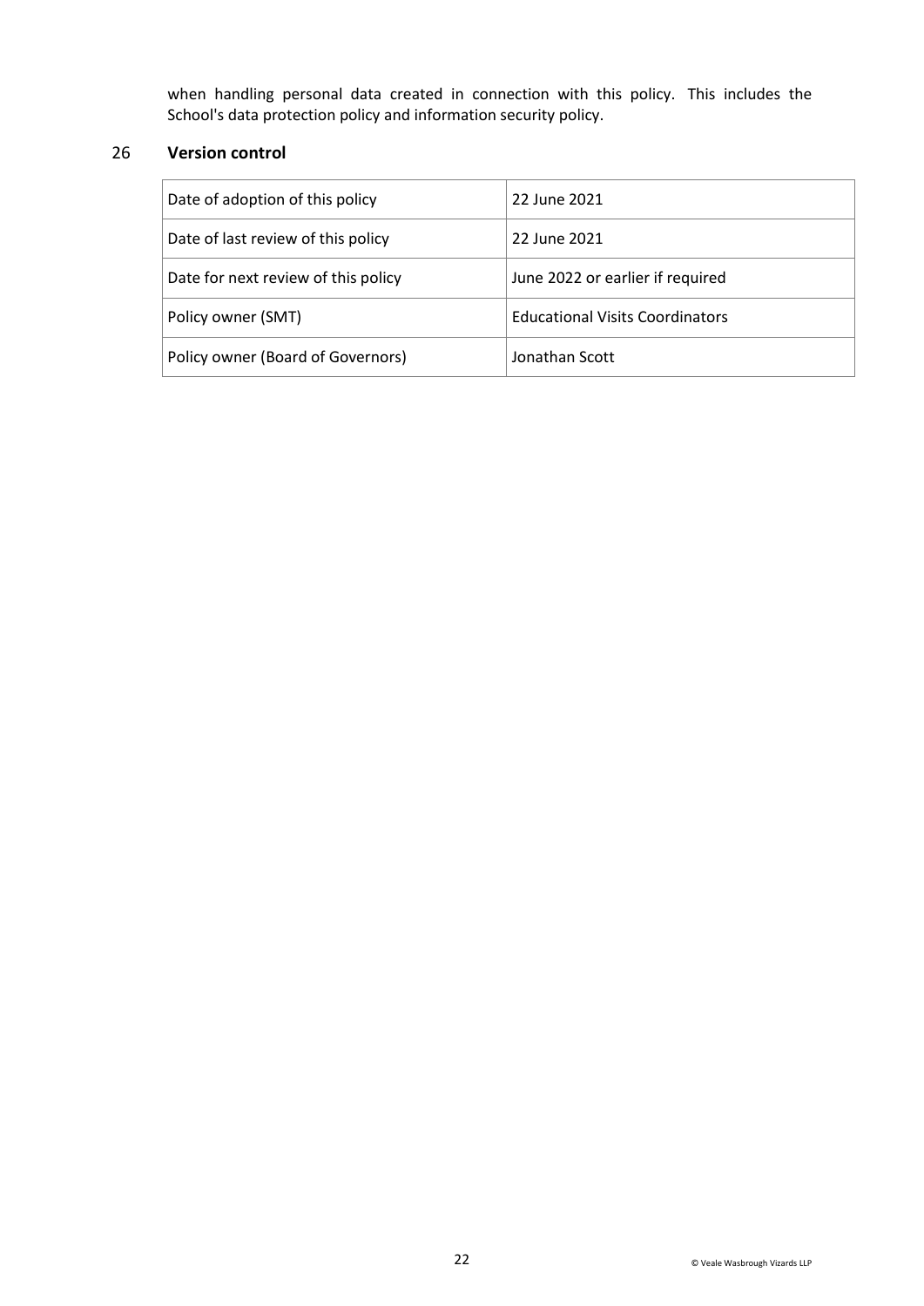when handling personal data created in connection with this policy. This includes the School's data protection policy and information security policy.

## 26 Version control

| | |
|---|---|
| Date of adoption of this policy | 22 June 2021 |
| Date of last review of this policy | 22 June 2021 |
| Date for next review of this policy | June 2022 or earlier if required |
| Policy owner (SMT) | Educational Visits Coordinators |
| Policy owner (Board of Governors) | Jonathan Scott |

© Veale Wasbrough Vizards LLP